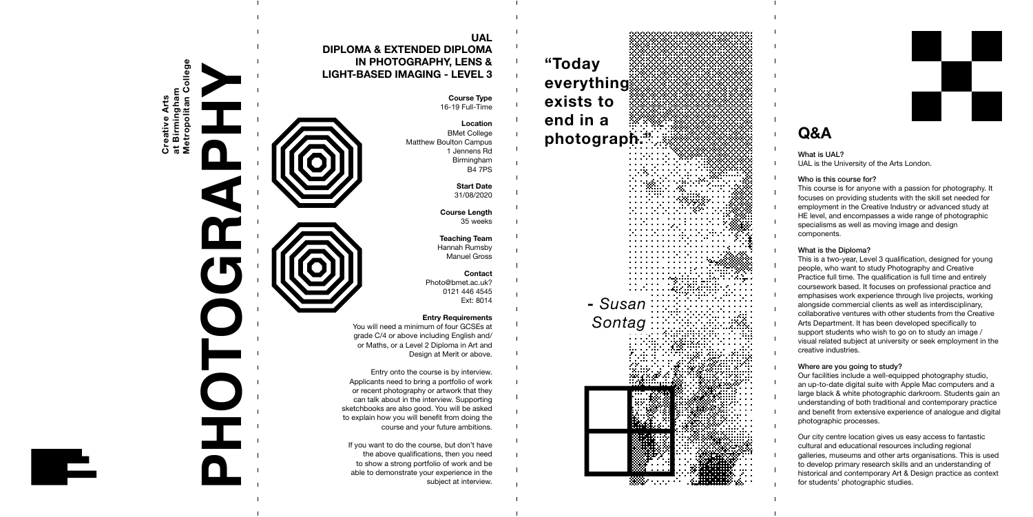# PHOTOGRAPHY

**Creative Arts at Birmingham Metropolitan College**

## UAL DIPLOMA & EXTENDED DIPLOMA IN PHOTOGRAPHY, LENS & LIGHT-BASED IMAGING - LEVEL 3

**Course Type**
16-19 Full-Time

**Location**
BMet College
Matthew Boulton Campus
1 Jennens Rd
Birmingham
B4 7PS

**Start Date**
31/08/2020

**Course Length**
35 weeks

**Teaching Team**
Hannah Rumsby
Manuel Gross

**Contact**
Photo@bmet.ac.uk?
0121 446 4545
Ext: 8014

**Entry Requirements**
You will need a minimum of four GCSEs at grade C/4 or above including English and/or Maths, or a Level 2 Diploma in Art and Design at Merit or above.

Entry onto the course is by interview. Applicants need to bring a portfolio of work or recent photography or artwork that they can talk about in the interview. Supporting sketchbooks are also good. You will be asked to explain how you will benefit from doing the course and your future ambitions.

If you want to do the course, but don't have the above qualifications, then you need to show a strong portfolio of work and be able to demonstrate your experience in the subject at interview.

**"Today everything exists to end in a photograph."**

\- *Susan Sontag*

## Q&A

**What is UAL?**
UAL is the University of the Arts London.

**Who is this course for?**
This course is for anyone with a passion for photography. It focuses on providing students with the skill set needed for employment in the Creative Industry or advanced study at HE level, and encompasses a wide range of photographic specialisms as well as moving image and design components.

**What is the Diploma?**
This is a two-year, Level 3 qualification, designed for young people, who want to study Photography and Creative Practice full time. The qualification is full time and entirely coursework based. It focuses on professional practice and emphasises work experience through live projects, working alongside commercial clients as well as interdisciplinary, collaborative ventures with other students from the Creative Arts Department. It has been developed specifically to support students who wish to go on to study an image / visual related subject at university or seek employment in the creative industries.

**Where are you going to study?**
Our facilities include a well-equipped photography studio, an up-to-date digital suite with Apple Mac computers and a large black & white photographic darkroom. Students gain an understanding of both traditional and contemporary practice and benefit from extensive experience of analogue and digital photographic processes.

Our city centre location gives us easy access to fantastic cultural and educational resources including regional galleries, museums and other arts organisations. This is used to develop primary research skills and an understanding of historical and contemporary Art & Design practice as context for students' photographic studies.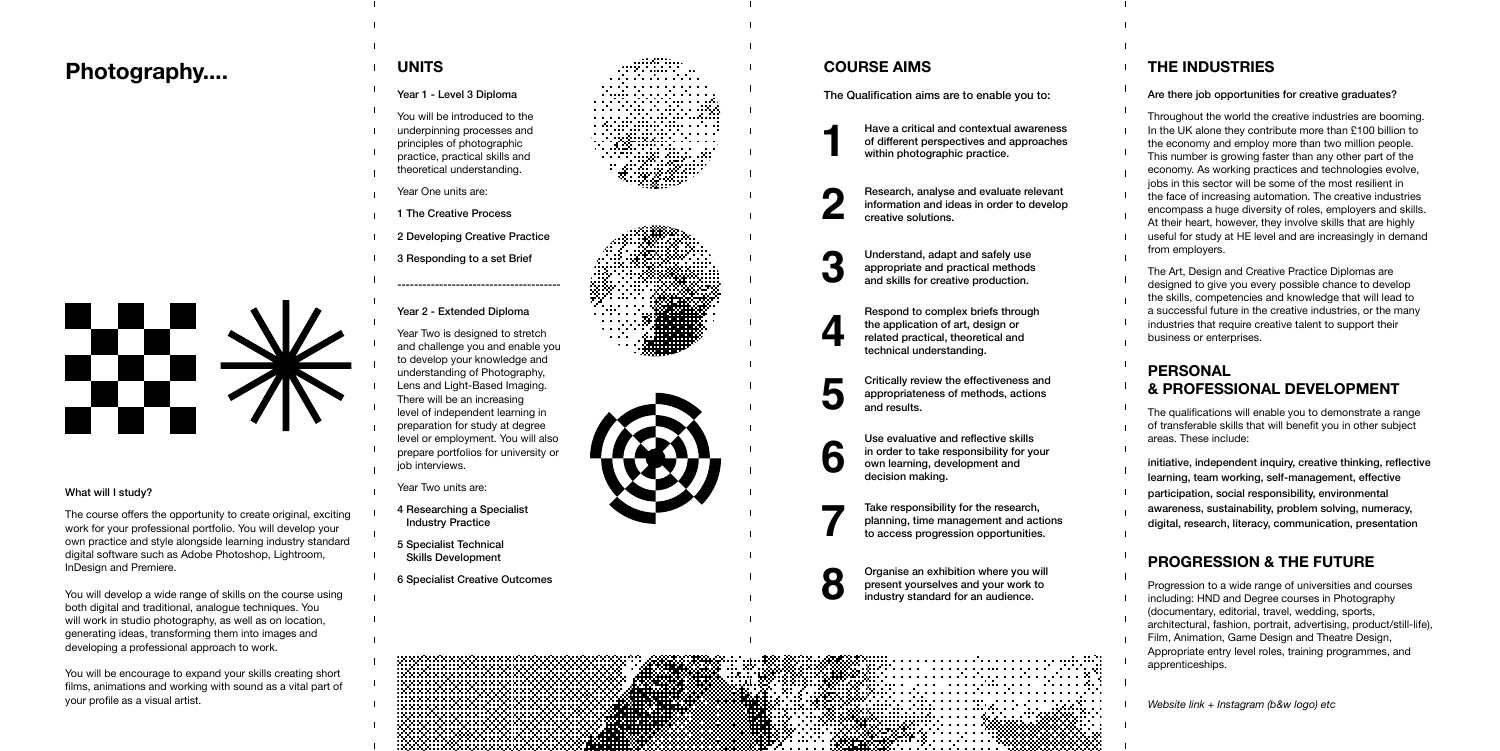# Photography....

### What will I study?

The course offers the opportunity to create original, exciting work for your professional portfolio. You will develop your own practice and style alongside learning industry standard digital software such as Adobe Photoshop, Lightroom, InDesign and Premiere.

You will develop a wide range of skills on the course using both digital and traditional, analogue techniques. You will work in studio photography, as well as on location, generating ideas, transforming them into images and developing a professional approach to work.

You will be encourage to expand your skills creating short films, animations and working with sound as a vital part of your profile as a visual artist.

## UNITS

### Year 1 - Level 3 Diploma

You will be introduced to the underpinning processes and principles of photographic practice, practical skills and theoretical understanding.

Year One units are:

1 The Creative Process

2 Developing Creative Practice

3 Responding to a set Brief

---

### Year 2 - Extended Diploma

Year Two is designed to stretch and challenge you and enable you to develop your knowledge and understanding of Photography, Lens and Light-Based Imaging. There will be an increasing level of independent learning in preparation for study at degree level or employment. You will also prepare portfolios for university or job interviews.

Year Two units are:

4 Researching a Specialist Industry Practice

5 Specialist Technical Skills Development

6 Specialist Creative Outcomes

## COURSE AIMS

The Qualification aims are to enable you to:

1. Have a critical and contextual awareness of different perspectives and approaches within photographic practice.
2. Research, analyse and evaluate relevant information and ideas in order to develop creative solutions.
3. Understand, adapt and safely use appropriate and practical methods and skills for creative production.
4. Respond to complex briefs through the application of art, design or related practical, theoretical and technical understanding.
5. Critically review the effectiveness and appropriateness of methods, actions and results.
6. Use evaluative and reflective skills in order to take responsibility for your own learning, development and decision making.
7. Take responsibility for the research, planning, time management and actions to access progression opportunities.
8. Organise an exhibition where you will present yourselves and your work to industry standard for an audience.

## THE INDUSTRIES

Are there job opportunities for creative graduates?

Throughout the world the creative industries are booming. In the UK alone they contribute more than £100 billion to the economy and employ more than two million people. This number is growing faster than any other part of the economy. As working practices and technologies evolve, jobs in this sector will be some of the most resilient in the face of increasing automation. The creative industries encompass a huge diversity of roles, employers and skills. At their heart, however, they involve skills that are highly useful for study at HE level and are increasingly in demand from employers.

The Art, Design and Creative Practice Diplomas are designed to give you every possible chance to develop the skills, competencies and knowledge that will lead to a successful future in the creative industries, or the many industries that require creative talent to support their business or enterprises.

## PERSONAL & PROFESSIONAL DEVELOPMENT

The qualifications will enable you to demonstrate a range of transferable skills that will benefit you in other subject areas. These include:

initiative, independent inquiry, creative thinking, reflective learning, team working, self-management, effective participation, social responsibility, environmental awareness, sustainability, problem solving, numeracy, digital, research, literacy, communication, presentation

## PROGRESSION & THE FUTURE

Progression to a wide range of universities and courses including: HND and Degree courses in Photography (documentary, editorial, travel, wedding, sports, architectural, fashion, portrait, advertising, product/still-life), Film, Animation, Game Design and Theatre Design, Appropriate entry level roles, training programmes, and apprenticeships.

*Website link + Instagram (b&w logo) etc*